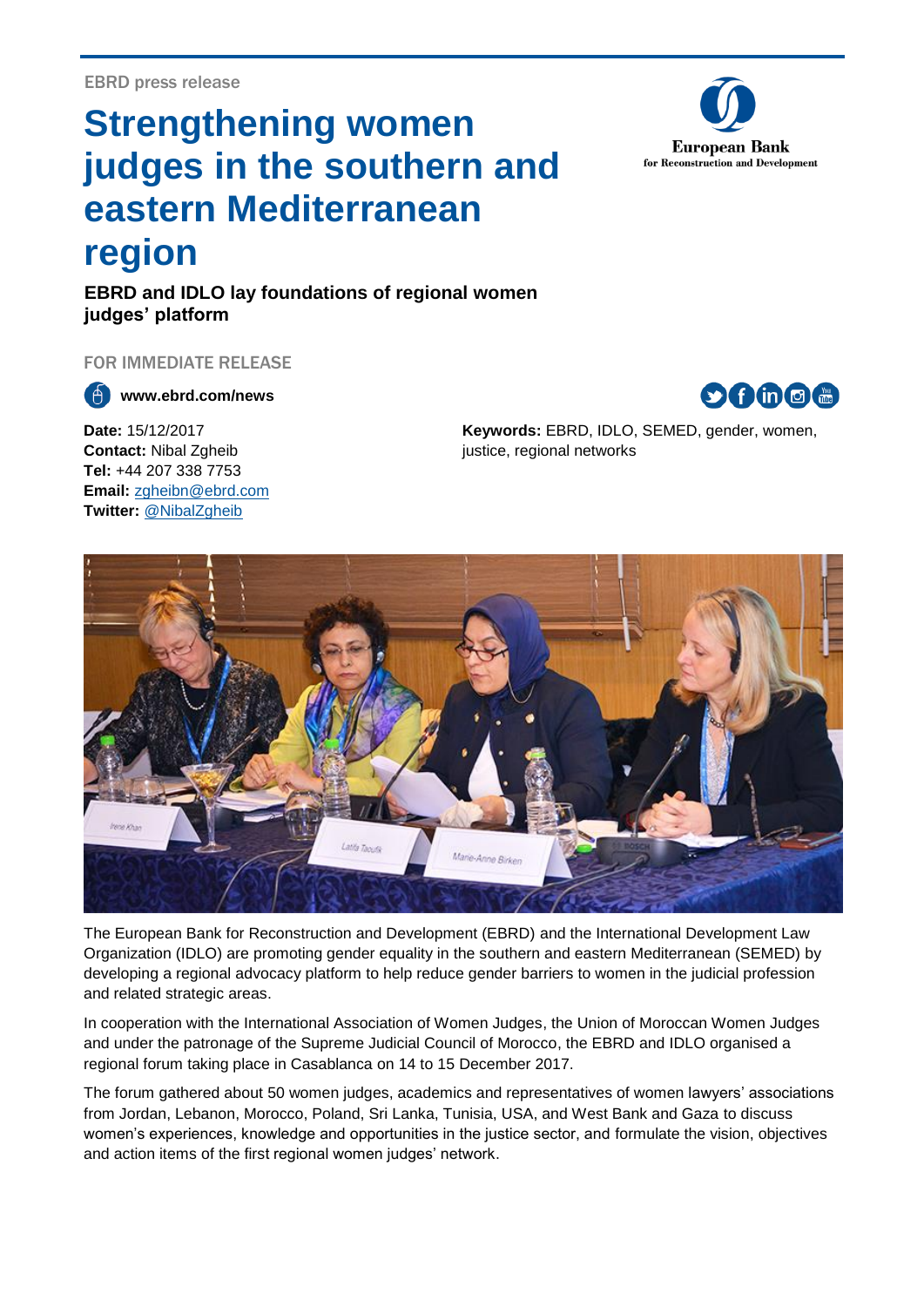EBRD press release

# Strengthening women judges in the southern and eastern Mediterranean region

**EBRD and IDLO lay foundations of regional women judges' platform**

FOR IMMEDIATE RELEASE

**www.ebrd.com/news**

**Date:** 15/12/2017
**Contact:** Nibal Zgheib
**Tel:** +44 207 338 7753
**Email:** zgheibn@ebrd.com
**Twitter:** @NibalZgheib

**Keywords:** EBRD, IDLO, SEMED, gender, women, justice, regional networks

The European Bank for Reconstruction and Development (EBRD) and the International Development Law Organization (IDLO) are promoting gender equality in the southern and eastern Mediterranean (SEMED) by developing a regional advocacy platform to help reduce gender barriers to women in the judicial profession and related strategic areas.

In cooperation with the International Association of Women Judges, the Union of Moroccan Women Judges and under the patronage of the Supreme Judicial Council of Morocco, the EBRD and IDLO organised a regional forum taking place in Casablanca on 14 to 15 December 2017.

The forum gathered about 50 women judges, academics and representatives of women lawyers' associations from Jordan, Lebanon, Morocco, Poland, Sri Lanka, Tunisia, USA, and West Bank and Gaza to discuss women's experiences, knowledge and opportunities in the justice sector, and formulate the vision, objectives and action items of the first regional women judges' network.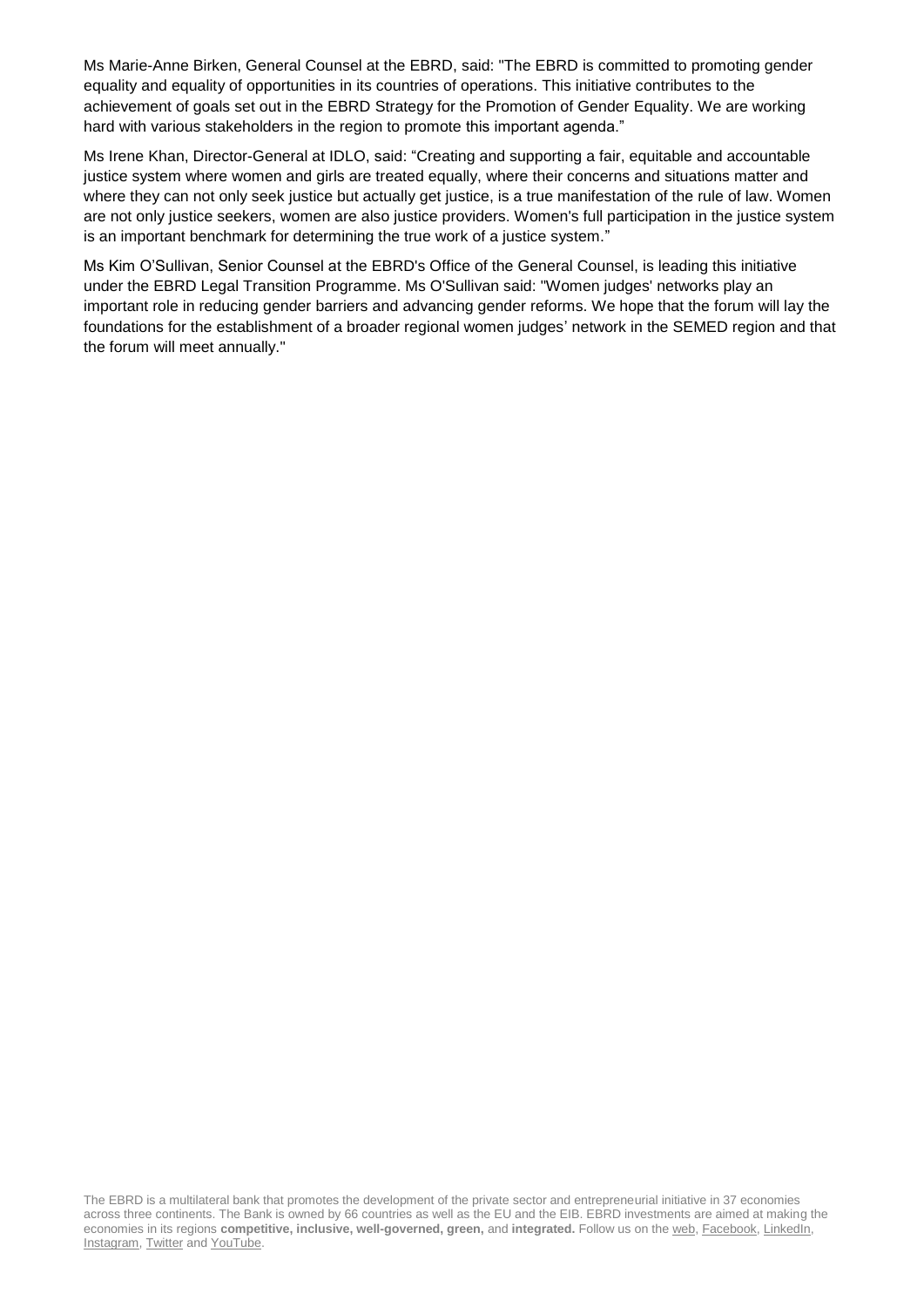Ms Marie-Anne Birken, General Counsel at the EBRD, said: "The EBRD is committed to promoting gender equality and equality of opportunities in its countries of operations. This initiative contributes to the achievement of goals set out in the EBRD Strategy for the Promotion of Gender Equality. We are working hard with various stakeholders in the region to promote this important agenda."

Ms Irene Khan, Director-General at IDLO, said: "Creating and supporting a fair, equitable and accountable justice system where women and girls are treated equally, where their concerns and situations matter and where they can not only seek justice but actually get justice, is a true manifestation of the rule of law. Women are not only justice seekers, women are also justice providers. Women's full participation in the justice system is an important benchmark for determining the true work of a justice system."

Ms Kim O'Sullivan, Senior Counsel at the EBRD's Office of the General Counsel, is leading this initiative under the EBRD Legal Transition Programme. Ms O'Sullivan said: "Women judges' networks play an important role in reducing gender barriers and advancing gender reforms. We hope that the forum will lay the foundations for the establishment of a broader regional women judges' network in the SEMED region and that the forum will meet annually."

The EBRD is a multilateral bank that promotes the development of the private sector and entrepreneurial initiative in 37 economies across three continents. The Bank is owned by 66 countries as well as the EU and the EIB. EBRD investments are aimed at making the economies in its regions **competitive, inclusive, well-governed, green,** and **integrated.** Follow us on the web, Facebook, LinkedIn, Instagram, Twitter and YouTube.